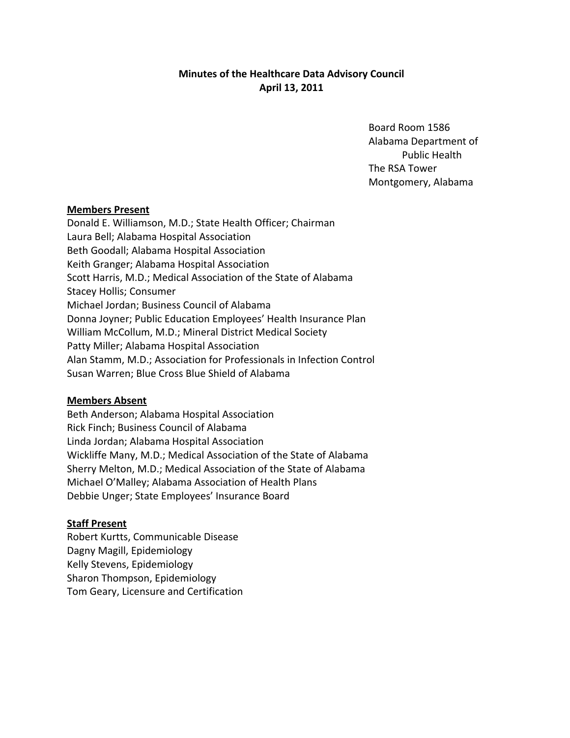**Minutes of the Healthcare Data Advisory Council**
**April 13, 2011**

Board Room 1586
Alabama Department of
Public Health
The RSA Tower
Montgomery, Alabama

**Members Present**

Donald E. Williamson, M.D.; State Health Officer; Chairman
Laura Bell; Alabama Hospital Association
Beth Goodall; Alabama Hospital Association
Keith Granger; Alabama Hospital Association
Scott Harris, M.D.; Medical Association of the State of Alabama
Stacey Hollis; Consumer
Michael Jordan; Business Council of Alabama
Donna Joyner; Public Education Employees' Health Insurance Plan
William McCollum, M.D.; Mineral District Medical Society
Patty Miller; Alabama Hospital Association
Alan Stamm, M.D.; Association for Professionals in Infection Control
Susan Warren; Blue Cross Blue Shield of Alabama

**Members Absent**

Beth Anderson; Alabama Hospital Association
Rick Finch; Business Council of Alabama
Linda Jordan; Alabama Hospital Association
Wickliffe Many, M.D.; Medical Association of the State of Alabama
Sherry Melton, M.D.; Medical Association of the State of Alabama
Michael O'Malley; Alabama Association of Health Plans
Debbie Unger; State Employees' Insurance Board

**Staff Present**

Robert Kurtts, Communicable Disease
Dagny Magill, Epidemiology
Kelly Stevens, Epidemiology
Sharon Thompson, Epidemiology
Tom Geary, Licensure and Certification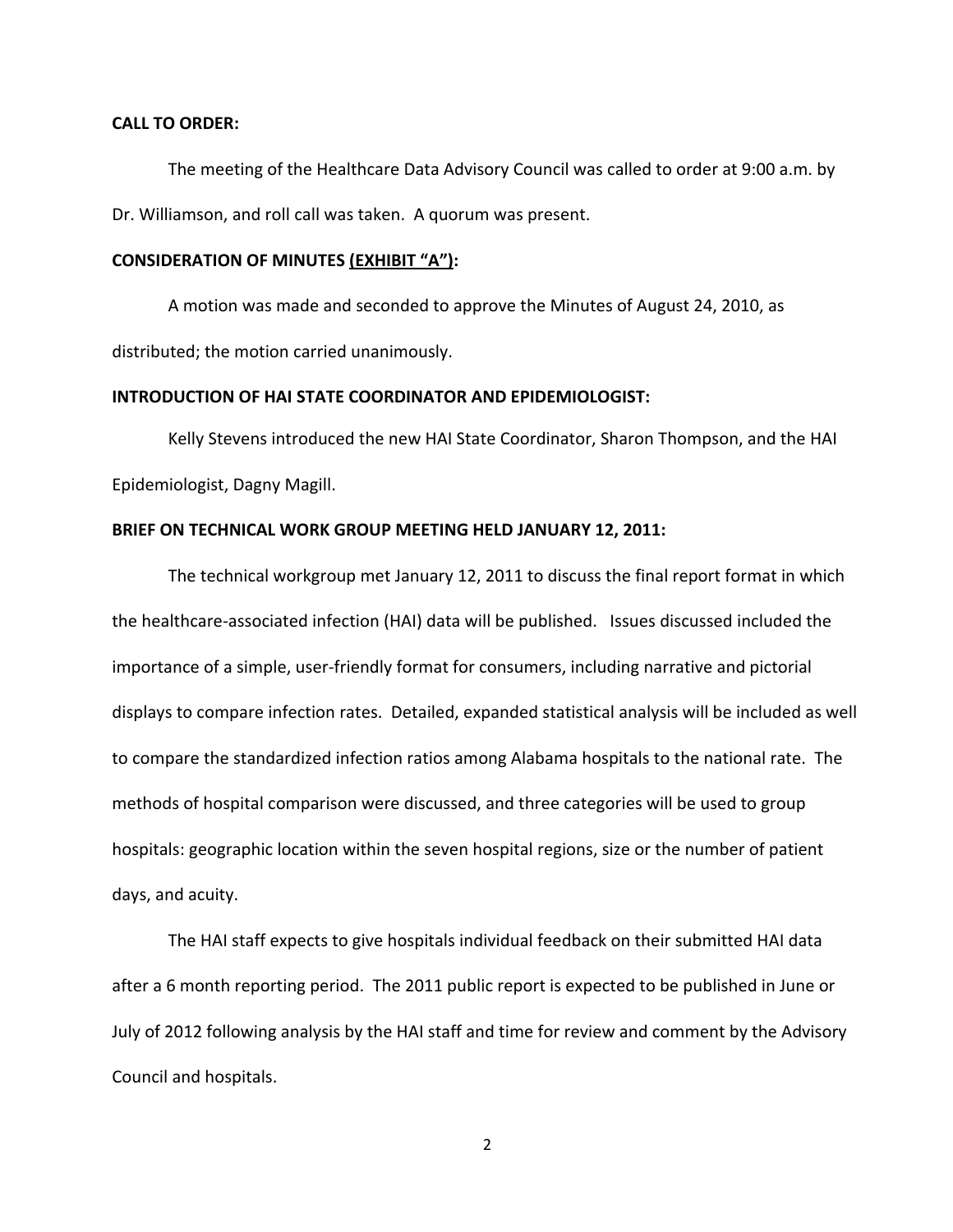**CALL TO ORDER:**

The meeting of the Healthcare Data Advisory Council was called to order at 9:00 a.m. by Dr. Williamson, and roll call was taken. A quorum was present.

**CONSIDERATION OF MINUTES (EXHIBIT "A"):**

A motion was made and seconded to approve the Minutes of August 24, 2010, as distributed; the motion carried unanimously.

**INTRODUCTION OF HAI STATE COORDINATOR AND EPIDEMIOLOGIST:**

Kelly Stevens introduced the new HAI State Coordinator, Sharon Thompson, and the HAI Epidemiologist, Dagny Magill.

**BRIEF ON TECHNICAL WORK GROUP MEETING HELD JANUARY 12, 2011:**

The technical workgroup met January 12, 2011 to discuss the final report format in which the healthcare-associated infection (HAI) data will be published. Issues discussed included the importance of a simple, user-friendly format for consumers, including narrative and pictorial displays to compare infection rates. Detailed, expanded statistical analysis will be included as well to compare the standardized infection ratios among Alabama hospitals to the national rate. The methods of hospital comparison were discussed, and three categories will be used to group hospitals: geographic location within the seven hospital regions, size or the number of patient days, and acuity.

The HAI staff expects to give hospitals individual feedback on their submitted HAI data after a 6 month reporting period. The 2011 public report is expected to be published in June or July of 2012 following analysis by the HAI staff and time for review and comment by the Advisory Council and hospitals.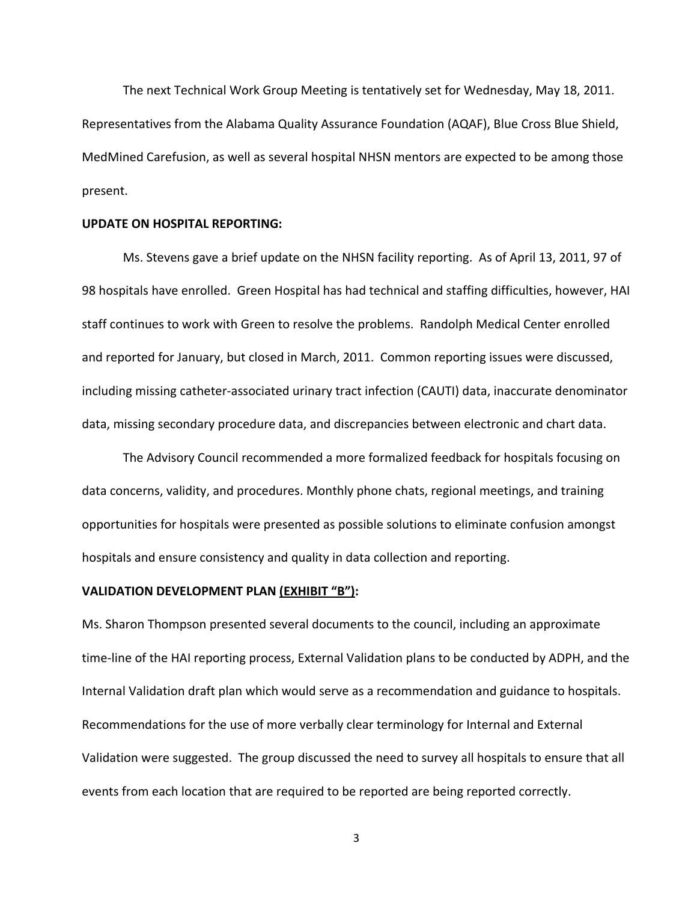The next Technical Work Group Meeting is tentatively set for Wednesday, May 18, 2011. Representatives from the Alabama Quality Assurance Foundation (AQAF), Blue Cross Blue Shield, MedMined Carefusion, as well as several hospital NHSN mentors are expected to be among those present.

**UPDATE ON HOSPITAL REPORTING:**

Ms. Stevens gave a brief update on the NHSN facility reporting. As of April 13, 2011, 97 of 98 hospitals have enrolled. Green Hospital has had technical and staffing difficulties, however, HAI staff continues to work with Green to resolve the problems. Randolph Medical Center enrolled and reported for January, but closed in March, 2011. Common reporting issues were discussed, including missing catheter-associated urinary tract infection (CAUTI) data, inaccurate denominator data, missing secondary procedure data, and discrepancies between electronic and chart data.

The Advisory Council recommended a more formalized feedback for hospitals focusing on data concerns, validity, and procedures. Monthly phone chats, regional meetings, and training opportunities for hospitals were presented as possible solutions to eliminate confusion amongst hospitals and ensure consistency and quality in data collection and reporting.

**VALIDATION DEVELOPMENT PLAN <u>(EXHIBIT "B")</u>:**

Ms. Sharon Thompson presented several documents to the council, including an approximate time-line of the HAI reporting process, External Validation plans to be conducted by ADPH, and the Internal Validation draft plan which would serve as a recommendation and guidance to hospitals. Recommendations for the use of more verbally clear terminology for Internal and External Validation were suggested. The group discussed the need to survey all hospitals to ensure that all events from each location that are required to be reported are being reported correctly.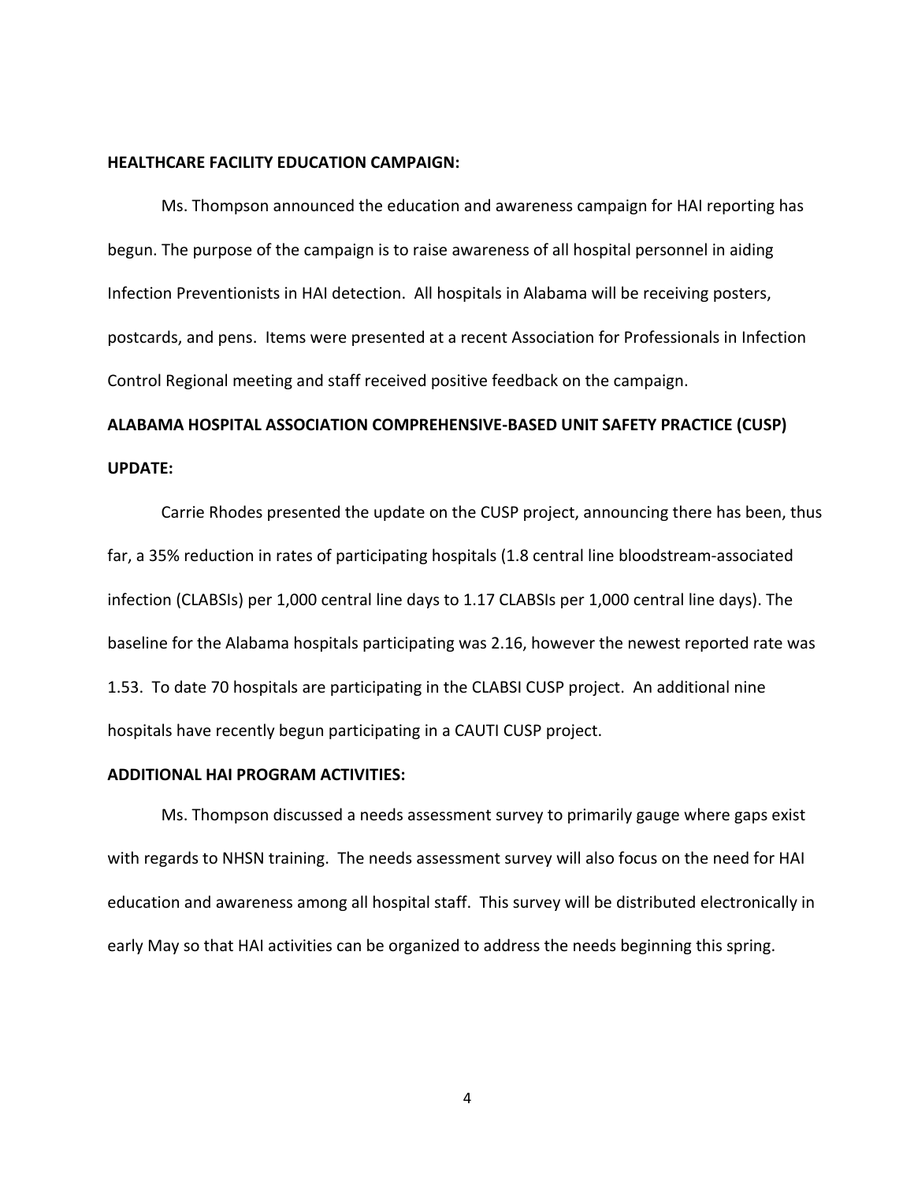**HEALTHCARE FACILITY EDUCATION CAMPAIGN:**

Ms. Thompson announced the education and awareness campaign for HAI reporting has begun. The purpose of the campaign is to raise awareness of all hospital personnel in aiding Infection Preventionists in HAI detection. All hospitals in Alabama will be receiving posters, postcards, and pens. Items were presented at a recent Association for Professionals in Infection Control Regional meeting and staff received positive feedback on the campaign.

**ALABAMA HOSPITAL ASSOCIATION COMPREHENSIVE-BASED UNIT SAFETY PRACTICE (CUSP) UPDATE:**

Carrie Rhodes presented the update on the CUSP project, announcing there has been, thus far, a 35% reduction in rates of participating hospitals (1.8 central line bloodstream-associated infection (CLABSIs) per 1,000 central line days to 1.17 CLABSIs per 1,000 central line days). The baseline for the Alabama hospitals participating was 2.16, however the newest reported rate was 1.53. To date 70 hospitals are participating in the CLABSI CUSP project. An additional nine hospitals have recently begun participating in a CAUTI CUSP project.

**ADDITIONAL HAI PROGRAM ACTIVITIES:**

Ms. Thompson discussed a needs assessment survey to primarily gauge where gaps exist with regards to NHSN training. The needs assessment survey will also focus on the need for HAI education and awareness among all hospital staff. This survey will be distributed electronically in early May so that HAI activities can be organized to address the needs beginning this spring.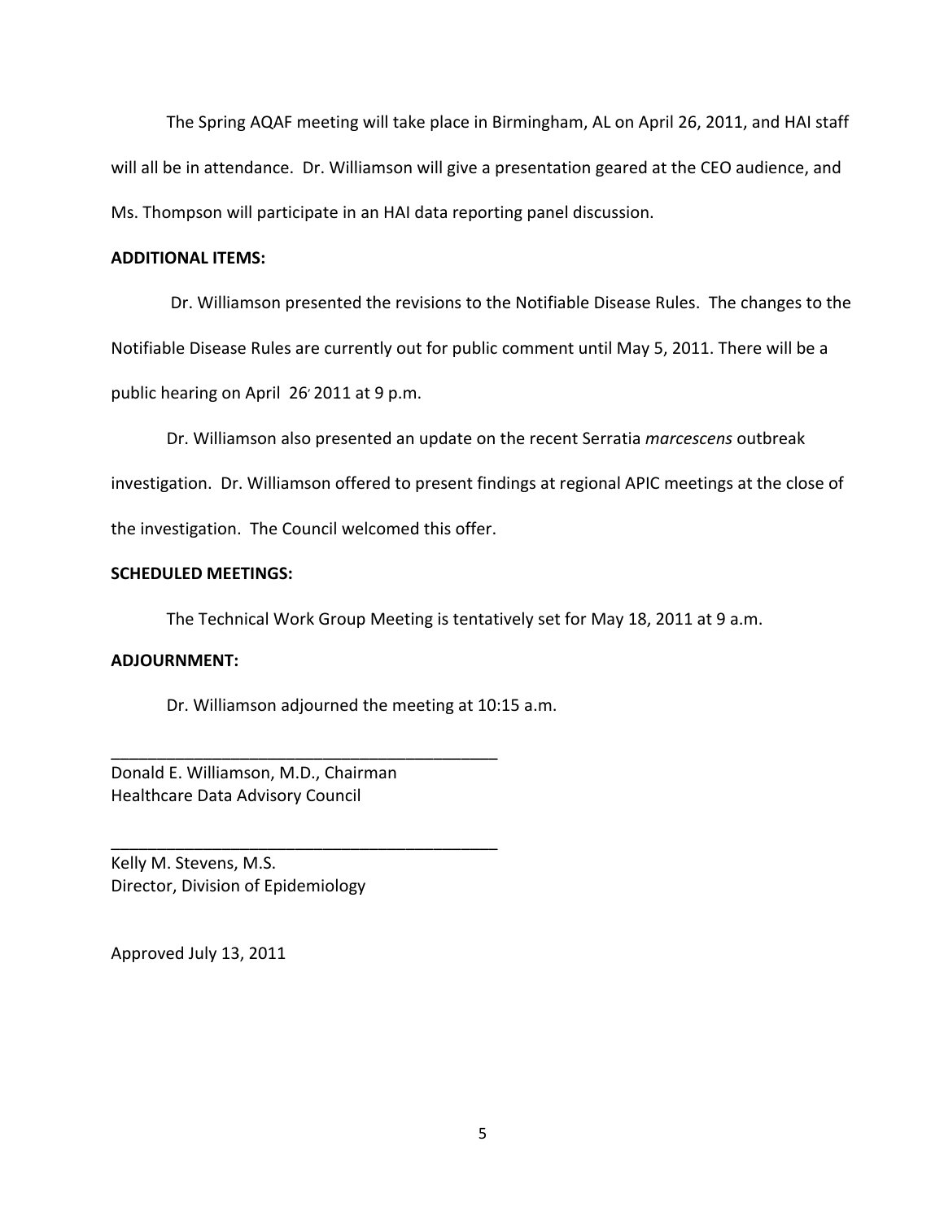The Spring AQAF meeting will take place in Birmingham, AL on April 26, 2011, and HAI staff will all be in attendance. Dr. Williamson will give a presentation geared at the CEO audience, and Ms. Thompson will participate in an HAI data reporting panel discussion.

**ADDITIONAL ITEMS:**

Dr. Williamson presented the revisions to the Notifiable Disease Rules. The changes to the Notifiable Disease Rules are currently out for public comment until May 5, 2011. There will be a public hearing on April 26, 2011 at 9 p.m.

Dr. Williamson also presented an update on the recent Serratia *marcescens* outbreak investigation. Dr. Williamson offered to present findings at regional APIC meetings at the close of the investigation. The Council welcomed this offer.

**SCHEDULED MEETINGS:**

The Technical Work Group Meeting is tentatively set for May 18, 2011 at 9 a.m.

**ADJOURNMENT:**

Dr. Williamson adjourned the meeting at 10:15 a.m.

\_\_\_\_\_\_\_\_\_\_\_\_\_\_\_\_\_\_\_\_\_\_\_\_\_\_\_\_\_\_\_\_\_\_\_\_\_\_\_\_\_\_\_\_

Donald E. Williamson, M.D., Chairman
Healthcare Data Advisory Council

\_\_\_\_\_\_\_\_\_\_\_\_\_\_\_\_\_\_\_\_\_\_\_\_\_\_\_\_\_\_\_\_\_\_\_\_\_\_\_\_\_\_\_\_

Kelly M. Stevens, M.S.
Director, Division of Epidemiology

Approved July 13, 2011